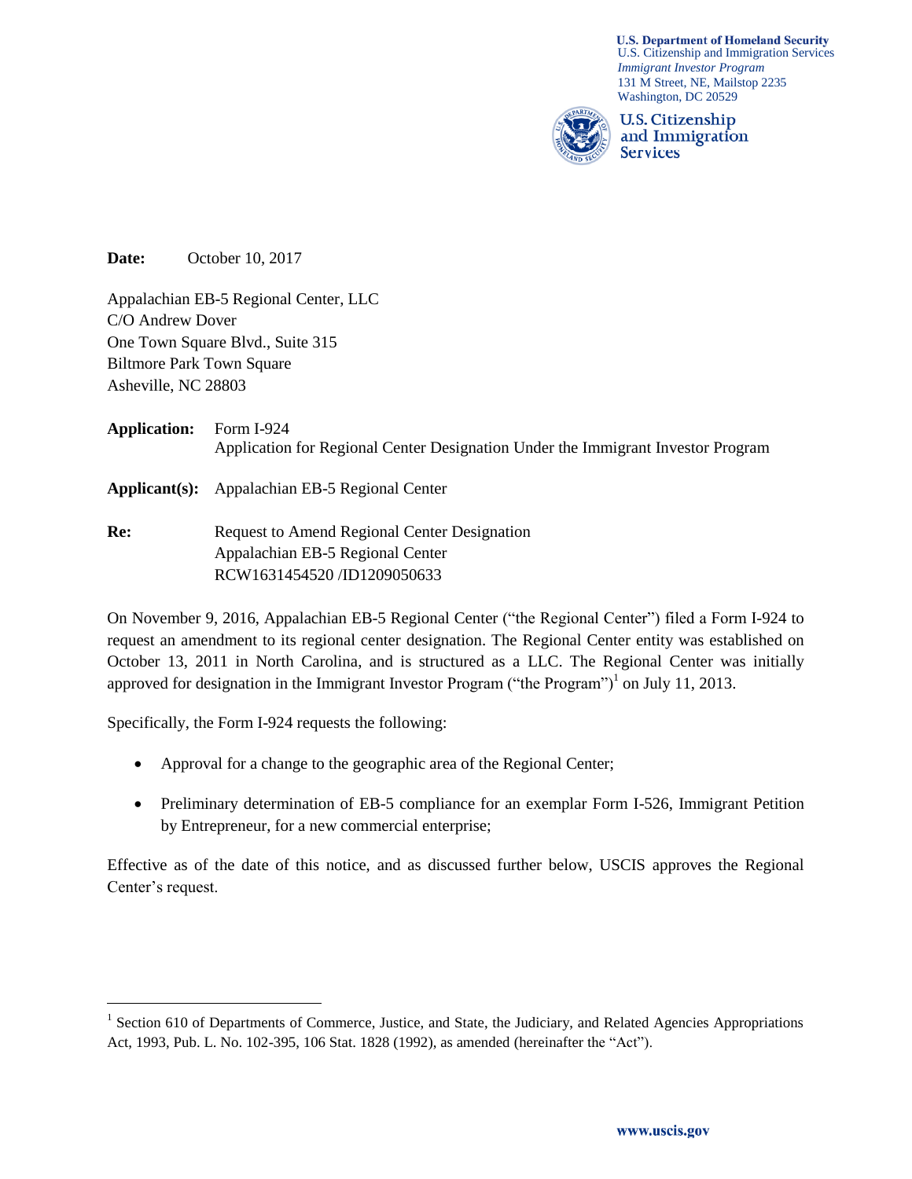**U.S. Department of Homeland Security**
U.S. Citizenship and Immigration Services
*Immigrant Investor Program*
131 M Street, NE, Mailstop 2235
Washington, DC 20529

**U.S. Citizenship and Immigration Services**

**Date:** October 10, 2017

Appalachian EB-5 Regional Center, LLC
C/O Andrew Dover
One Town Square Blvd., Suite 315
Biltmore Park Town Square
Asheville, NC 28803

**Application:** Form I-924
Application for Regional Center Designation Under the Immigrant Investor Program

**Applicant(s):** Appalachian EB-5 Regional Center

**Re:** Request to Amend Regional Center Designation
Appalachian EB-5 Regional Center
RCW1631454520 /ID1209050633

On November 9, 2016, Appalachian EB-5 Regional Center ("the Regional Center") filed a Form I-924 to request an amendment to its regional center designation. The Regional Center entity was established on October 13, 2011 in North Carolina, and is structured as a LLC. The Regional Center was initially approved for designation in the Immigrant Investor Program ("the Program")[1] on July 11, 2013.

Specifically, the Form I-924 requests the following:

- Approval for a change to the geographic area of the Regional Center;
- Preliminary determination of EB-5 compliance for an exemplar Form I-526, Immigrant Petition by Entrepreneur, for a new commercial enterprise;

Effective as of the date of this notice, and as discussed further below, USCIS approves the Regional Center's request.

[1] Section 610 of Departments of Commerce, Justice, and State, the Judiciary, and Related Agencies Appropriations Act, 1993, Pub. L. No. 102-395, 106 Stat. 1828 (1992), as amended (hereinafter the "Act").

www.uscis.gov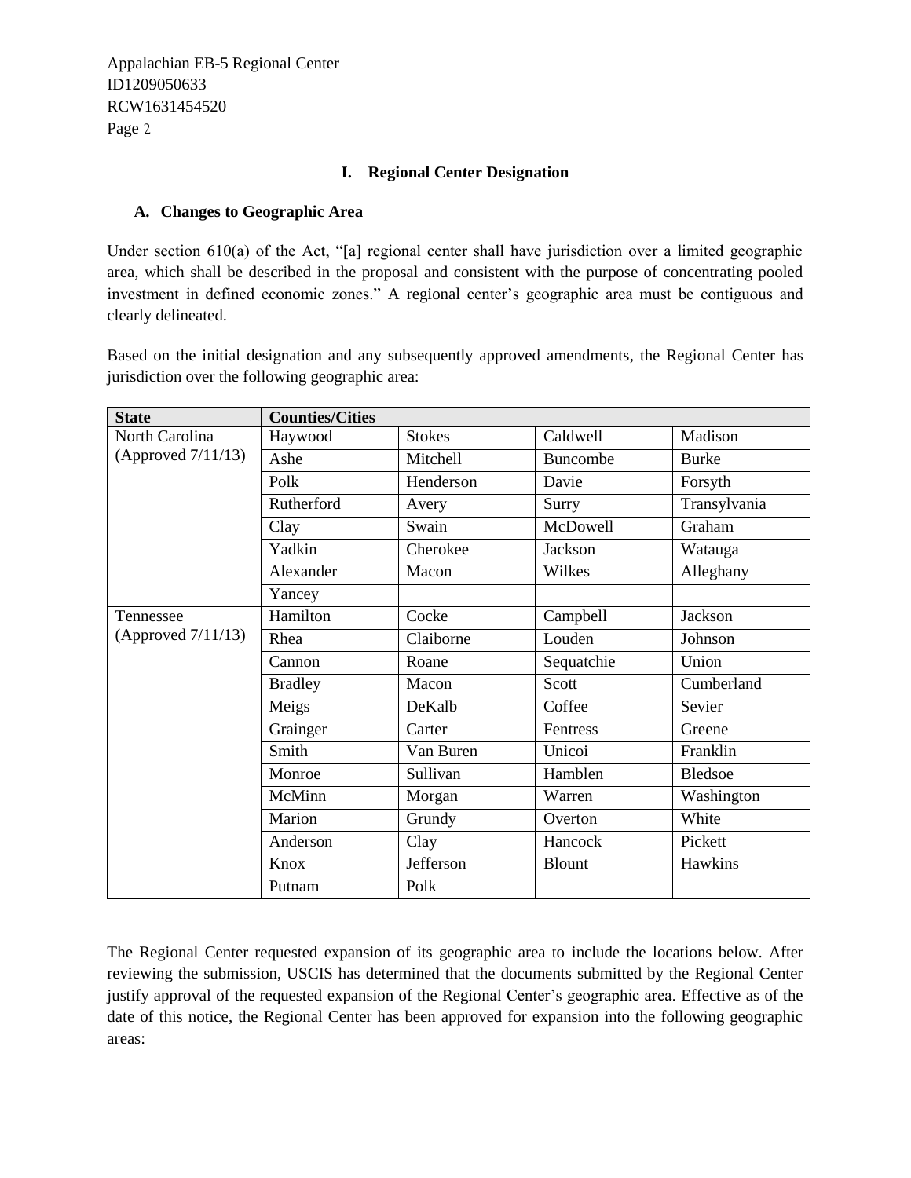Appalachian EB-5 Regional Center
ID1209050633
RCW1631454520

## I. Regional Center Designation

### A. Changes to Geographic Area

Under section 610(a) of the Act, "[a] regional center shall have jurisdiction over a limited geographic area, which shall be described in the proposal and consistent with the purpose of concentrating pooled investment in defined economic zones." A regional center's geographic area must be contiguous and clearly delineated.

Based on the initial designation and any subsequently approved amendments, the Regional Center has jurisdiction over the following geographic area:

| State | Counties/Cities | | | |
|---|---|---|---|---|
| North Carolina (Approved 7/11/13) | Haywood | Stokes | Caldwell | Madison |
| | Ashe | Mitchell | Buncombe | Burke |
| | Polk | Henderson | Davie | Forsyth |
| | Rutherford | Avery | Surry | Transylvania |
| | Clay | Swain | McDowell | Graham |
| | Yadkin | Cherokee | Jackson | Watauga |
| | Alexander | Macon | Wilkes | Alleghany |
| | Yancey | | | |
| Tennessee (Approved 7/11/13) | Hamilton | Cocke | Campbell | Jackson |
| | Rhea | Claiborne | Louden | Johnson |
| | Cannon | Roane | Sequatchie | Union |
| | Bradley | Macon | Scott | Cumberland |
| | Meigs | DeKalb | Coffee | Sevier |
| | Grainger | Carter | Fentress | Greene |
| | Smith | Van Buren | Unicoi | Franklin |
| | Monroe | Sullivan | Hamblen | Bledsoe |
| | McMinn | Morgan | Warren | Washington |
| | Marion | Grundy | Overton | White |
| | Anderson | Clay | Hancock | Pickett |
| | Knox | Jefferson | Blount | Hawkins |
| | Putnam | Polk | | |

The Regional Center requested expansion of its geographic area to include the locations below. After reviewing the submission, USCIS has determined that the documents submitted by the Regional Center justify approval of the requested expansion of the Regional Center's geographic area. Effective as of the date of this notice, the Regional Center has been approved for expansion into the following geographic areas: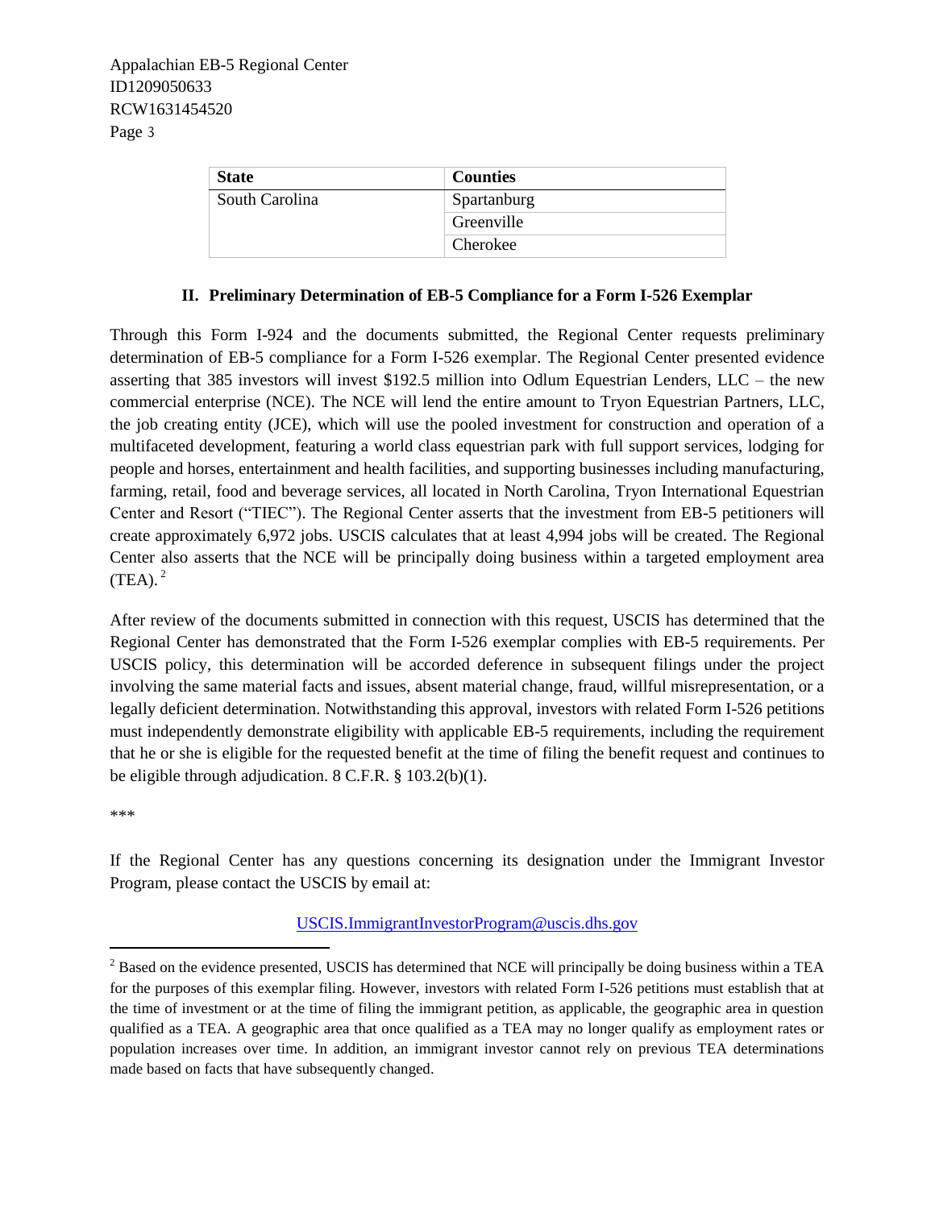| State | Counties |
| --- | --- |
| South Carolina | Spartanburg |
| | Greenville |
| | Cherokee |

## II. Preliminary Determination of EB-5 Compliance for a Form I-526 Exemplar

Through this Form I-924 and the documents submitted, the Regional Center requests preliminary determination of EB-5 compliance for a Form I-526 exemplar. The Regional Center presented evidence asserting that 385 investors will invest $192.5 million into Odlum Equestrian Lenders, LLC – the new commercial enterprise (NCE). The NCE will lend the entire amount to Tryon Equestrian Partners, LLC, the job creating entity (JCE), which will use the pooled investment for construction and operation of a multifaceted development, featuring a world class equestrian park with full support services, lodging for people and horses, entertainment and health facilities, and supporting businesses including manufacturing, farming, retail, food and beverage services, all located in North Carolina, Tryon International Equestrian Center and Resort ("TIEC"). The Regional Center asserts that the investment from EB-5 petitioners will create approximately 6,972 jobs. USCIS calculates that at least 4,994 jobs will be created. The Regional Center also asserts that the NCE will be principally doing business within a targeted employment area (TEA).[2]

After review of the documents submitted in connection with this request, USCIS has determined that the Regional Center has demonstrated that the Form I-526 exemplar complies with EB-5 requirements. Per USCIS policy, this determination will be accorded deference in subsequent filings under the project involving the same material facts and issues, absent material change, fraud, willful misrepresentation, or a legally deficient determination. Notwithstanding this approval, investors with related Form I-526 petitions must independently demonstrate eligibility with applicable EB-5 requirements, including the requirement that he or she is eligible for the requested benefit at the time of filing the benefit request and continues to be eligible through adjudication. 8 C.F.R. § 103.2(b)(1).

***

If the Regional Center has any questions concerning its designation under the Immigrant Investor Program, please contact the USCIS by email at:

USCIS.ImmigrantInvestorProgram@uscis.dhs.gov

[2] Based on the evidence presented, USCIS has determined that NCE will principally be doing business within a TEA for the purposes of this exemplar filing. However, investors with related Form I-526 petitions must establish that at the time of investment or at the time of filing the immigrant petition, as applicable, the geographic area in question qualified as a TEA. A geographic area that once qualified as a TEA may no longer qualify as employment rates or population increases over time. In addition, an immigrant investor cannot rely on previous TEA determinations made based on facts that have subsequently changed.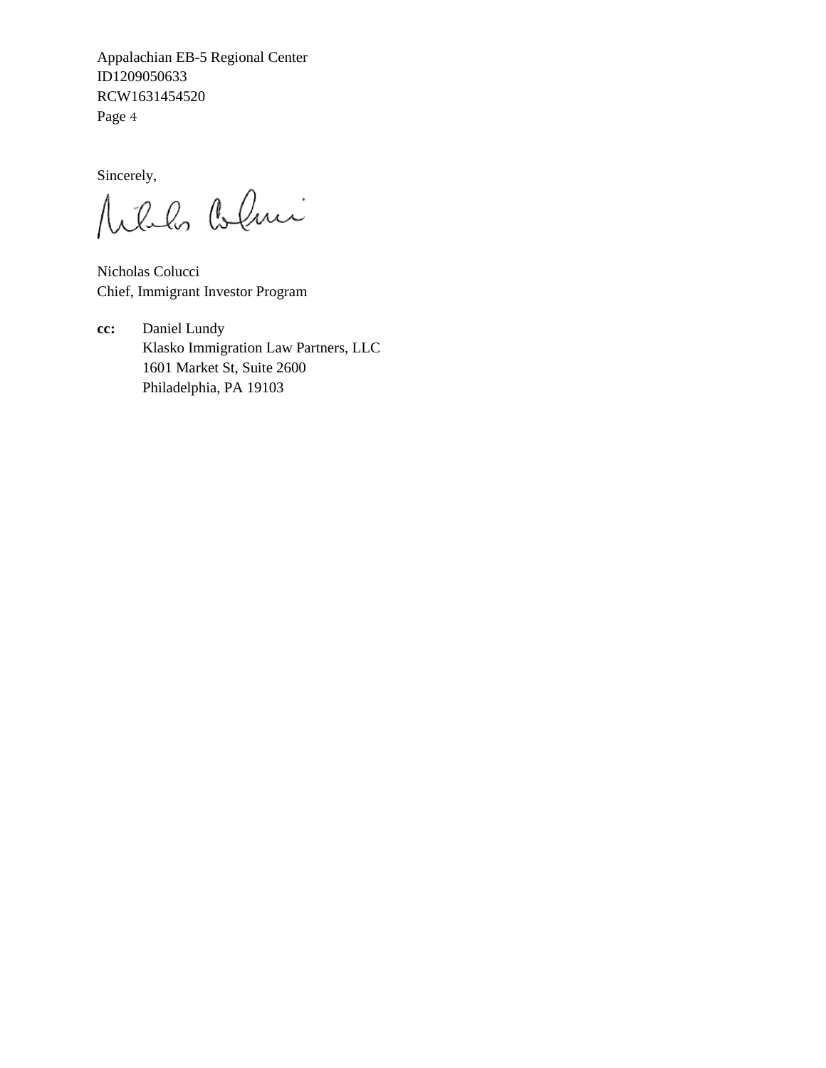Sincerely,

Nicholas Colucci
Chief, Immigrant Investor Program

**cc:** Daniel Lundy
Klasko Immigration Law Partners, LLC
1601 Market St, Suite 2600
Philadelphia, PA 19103